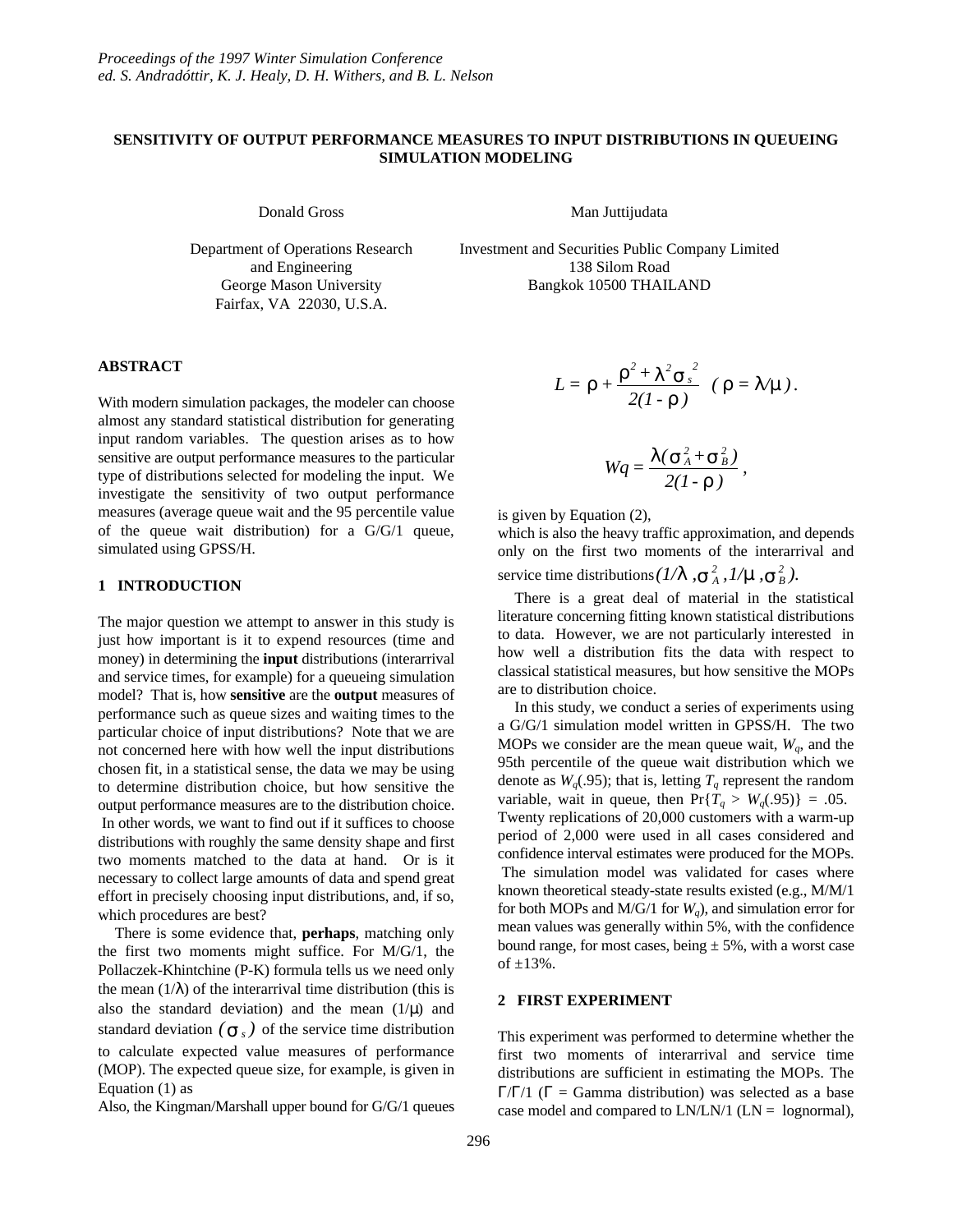*Proceedings of the 1997 Winter Simulation Conference*
*ed. S. Andradóttir, K. J. Healy, D. H. Withers, and B. L. Nelson*

# SENSITIVITY OF OUTPUT PERFORMANCE MEASURES TO INPUT DISTRIBUTIONS IN QUEUEING SIMULATION MODELING

Donald Gross

Department of Operations Research and Engineering
George Mason University
Fairfax, VA 22030, U.S.A.

Man Juttijudata

Investment and Securities Public Company Limited
138 Silom Road
Bangkok 10500 THAILAND

## ABSTRACT

With modern simulation packages, the modeler can choose almost any standard statistical distribution for generating input random variables. The question arises as to how sensitive are output performance measures to the particular type of distributions selected for modeling the input. We investigate the sensitivity of two output performance measures (average queue wait and the 95 percentile value of the queue wait distribution) for a G/G/1 queue, simulated using GPSS/H.

## 1 INTRODUCTION

The major question we attempt to answer in this study is just how important is it to expend resources (time and money) in determining the **input** distributions (interarrival and service times, for example) for a queueing simulation model? That is, how **sensitive** are the **output** measures of performance such as queue sizes and waiting times to the particular choice of input distributions? Note that we are not concerned here with how well the input distributions chosen fit, in a statistical sense, the data we may be using to determine distribution choice, but how sensitive the output performance measures are to the distribution choice. In other words, we want to find out if it suffices to choose distributions with roughly the same density shape and first two moments matched to the data at hand. Or is it necessary to collect large amounts of data and spend great effort in precisely choosing input distributions, and, if so, which procedures are best?

There is some evidence that, **perhaps**, matching only the first two moments might suffice. For M/G/1, the Pollaczek-Khintchine (P-K) formula tells us we need only the mean ($1/\lambda$) of the interarrival time distribution (this is also the standard deviation) and the mean ($1/\mu$) and standard deviation $(\sigma_s)$ of the service time distribution to calculate expected value measures of performance (MOP). The expected queue size, for example, is given in Equation (1) as

$$L = \rho + \frac{\rho^2 + \lambda^2 \sigma_s^{\ 2}}{2(1-\rho)} \quad (\rho = \lambda/\mu).$$

Also, the Kingman/Marshall upper bound for G/G/1 queues

$$Wq = \frac{\lambda(\sigma_A^2 + \sigma_B^2)}{2(1-\rho)},$$

is given by Equation (2), which is also the heavy traffic approximation, and depends only on the first two moments of the interarrival and service time distributions $(1/\lambda, \sigma_A^2, 1/\mu, \sigma_B^2)$.

There is a great deal of material in the statistical literature concerning fitting known statistical distributions to data. However, we are not particularly interested in how well a distribution fits the data with respect to classical statistical measures, but how sensitive the MOPs are to distribution choice.

In this study, we conduct a series of experiments using a G/G/1 simulation model written in GPSS/H. The two MOPs we consider are the mean queue wait, $W_q$, and the 95th percentile of the queue wait distribution which we denote as $W_q(.95)$; that is, letting $T_q$ represent the random variable, wait in queue, then $\Pr\{T_q > W_q(.95)\} = .05$. Twenty replications of 20,000 customers with a warm-up period of 2,000 were used in all cases considered and confidence interval estimates were produced for the MOPs. The simulation model was validated for cases where known theoretical steady-state results existed (e.g., M/M/1 for both MOPs and M/G/1 for $W_q$), and simulation error for mean values was generally within 5%, with the confidence bound range, for most cases, being ± 5%, with a worst case of ±13%.

## 2 FIRST EXPERIMENT

This experiment was performed to determine whether the first two moments of interarrival and service time distributions are sufficient in estimating the MOPs. The $\Gamma/\Gamma/1$ ($\Gamma$ = Gamma distribution) was selected as a base case model and compared to LN/LN/1 (LN = lognormal),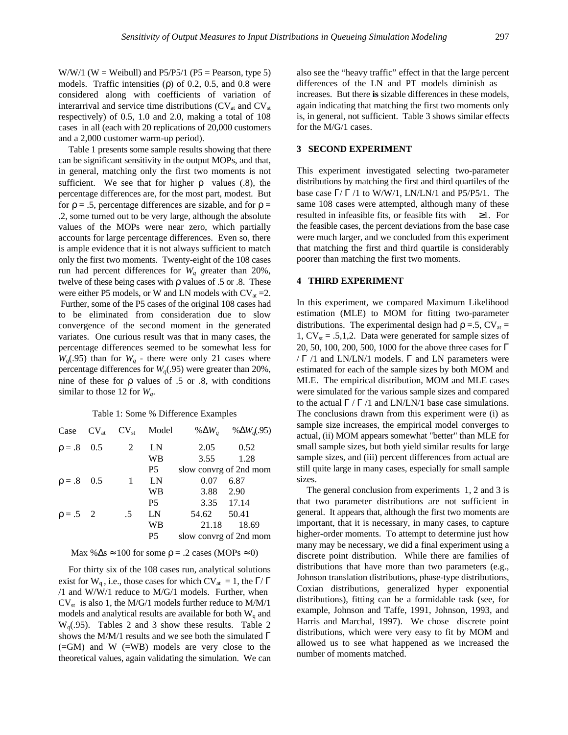W/W/1 (W = Weibull) and P5/P5/1 (P5 = Pearson, type 5) models. Traffic intensities (ρ) of 0.2, 0.5, and 0.8 were considered along with coefficients of variation of interarrival and service time distributions ($CV_{at}$ and $CV_{st}$ respectively) of 0.5, 1.0 and 2.0, making a total of 108 cases in all (each with 20 replications of 20,000 customers and a 2,000 customer warm-up period).

Table 1 presents some sample results showing that there can be significant sensitivity in the output MOPs, and that, in general, matching only the first two moments is not sufficient. We see that for higher ρ values (.8), the percentage differences are, for the most part, modest. But for ρ = .5, percentage differences are sizable, and for ρ = .2, some turned out to be very large, although the absolute values of the MOPs were near zero, which partially accounts for large percentage differences. Even so, there is ample evidence that it is not always sufficient to match only the first two moments. Twenty-eight of the 108 cases run had percent differences for $W_q$ greater than 20%, twelve of these being cases with ρ values of .5 or .8. These were either P5 models, or W and LN models with $CV_{at}$ =2. Further, some of the P5 cases of the original 108 cases had to be eliminated from consideration due to slow convergence of the second moment in the generated variates. One curious result was that in many cases, the percentage differences seemed to be somewhat less for $W_q(.95)$ than for $W_q$ - there were only 21 cases where percentage differences for $W_q(.95)$ were greater than 20%, nine of these for ρ values of .5 or .8, with conditions similar to those 12 for $W_q$.

Table 1: Some % Difference Examples

| Case | $CV_{at}$ | $CV_{st}$ | Model | $\%\Delta W_q$ | $\%\Delta W_q(.95)$ |
|---|---|---|---|---|---|
| ρ = .8 | 0.5 | 2 | LN | 2.05 | 0.52 |
| | | | WB | 3.55 | 1.28 |
| | | | P5 | slow convrg of 2nd mom | |
| ρ = .8 | 0.5 | 1 | LN | 0.07 | 6.87 |
| | | | WB | 3.88 | 2.90 |
| | | | P5 | 3.35 | 17.14 |
| ρ = .5 | 2 | .5 | LN | 54.62 | 50.41 |
| | | | WB | 21.18 | 18.69 |
| | | | P5 | slow convrg of 2nd mom | |

Max %Δs ≈ 100 for some ρ = .2 cases (MOPs ≈ 0)

For thirty six of the 108 cases run, analytical solutions exist for $W_q$, i.e., those cases for which $CV_{at}$ = 1, the Γ/ Γ /1 and W/W/1 reduce to M/G/1 models. Further, when $CV_{st}$ is also 1, the M/G/1 models further reduce to M/M/1 models and analytical results are available for both $W_q$ and $W_q(.95)$. Tables 2 and 3 show these results. Table 2 shows the M/M/1 results and we see both the simulated Γ (=GM) and W (=WB) models are very close to the theoretical values, again validating the simulation. We can also see the "heavy traffic" effect in that the large percent differences of the LN and PT models diminish as increases. But there **is** sizable differences in these models, again indicating that matching the first two moments only is, in general, not sufficient. Table 3 shows similar effects for the M/G/1 cases.

## 3 SECOND EXPERIMENT

This experiment investigated selecting two-parameter distributions by matching the first and third quartiles of the base case Γ/ Γ /1 to W/W/1, LN/LN/1 and P5/P5/1. The same 108 cases were attempted, although many of these resulted in infeasible fits, or feasible fits with ≥1. For the feasible cases, the percent deviations from the base case were much larger, and we concluded from this experiment that matching the first and third quartile is considerably poorer than matching the first two moments.

## 4 THIRD EXPERIMENT

In this experiment, we compared Maximum Likelihood estimation (MLE) to MOM for fitting two-parameter distributions. The experimental design had ρ =.5, $CV_{at}$ = 1, $CV_{st}$ = .5,1,2. Data were generated for sample sizes of 20, 50, 100, 200, 500, 1000 for the above three cases for Γ / Γ /1 and LN/LN/1 models. Γ and LN parameters were estimated for each of the sample sizes by both MOM and MLE. The empirical distribution, MOM and MLE cases were simulated for the various sample sizes and compared to the actual Γ / Γ /1 and LN/LN/1 base case simulations. The conclusions drawn from this experiment were (i) as sample size increases, the empirical model converges to actual, (ii) MOM appears somewhat "better" than MLE for small sample sizes, but both yield similar results for large sample sizes, and (iii) percent differences from actual are still quite large in many cases, especially for small sample sizes.

The general conclusion from experiments 1, 2 and 3 is that two parameter distributions are not sufficient in general. It appears that, although the first two moments are important, that it is necessary, in many cases, to capture higher-order moments. To attempt to determine just how many may be necessary, we did a final experiment using a discrete point distribution. While there are families of distributions that have more than two parameters (e.g., Johnson translation distributions, phase-type distributions, Coxian distributions, generalized hyper exponential distributions), fitting can be a formidable task (see, for example, Johnson and Taffe, 1991, Johnson, 1993, and Harris and Marchal, 1997). We chose discrete point distributions, which were very easy to fit by MOM and allowed us to see what happened as we increased the number of moments matched.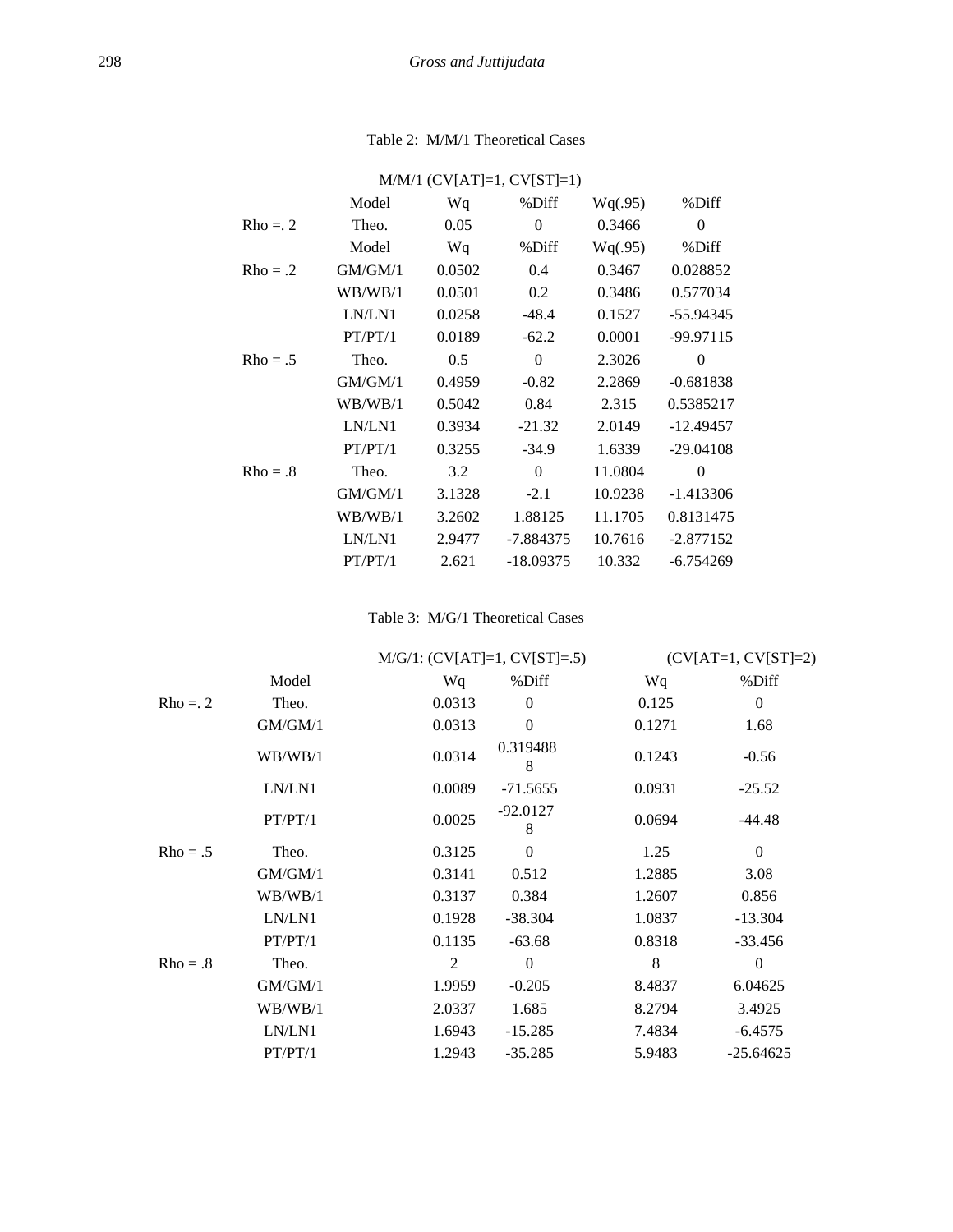Table 2: M/M/1 Theoretical Cases

| | M/M/1 (CV[AT]=1, CV[ST]=1) | | | | |
|---|---|---|---|---|---|
| | Model | Wq | %Diff | Wq(.95) | %Diff |
| Rho =. 2 | Theo. | 0.05 | 0 | 0.3466 | 0 |
| | Model | Wq | %Diff | Wq(.95) | %Diff |
| Rho = .2 | GM/GM/1 | 0.0502 | 0.4 | 0.3467 | 0.028852 |
| | WB/WB/1 | 0.0501 | 0.2 | 0.3486 | 0.577034 |
| | LN/LN1 | 0.0258 | -48.4 | 0.1527 | -55.94345 |
| | PT/PT/1 | 0.0189 | -62.2 | 0.0001 | -99.97115 |
| Rho = .5 | Theo. | 0.5 | 0 | 2.3026 | 0 |
| | GM/GM/1 | 0.4959 | -0.82 | 2.2869 | -0.681838 |
| | WB/WB/1 | 0.5042 | 0.84 | 2.315 | 0.5385217 |
| | LN/LN1 | 0.3934 | -21.32 | 2.0149 | -12.49457 |
| | PT/PT/1 | 0.3255 | -34.9 | 1.6339 | -29.04108 |
| Rho = .8 | Theo. | 3.2 | 0 | 11.0804 | 0 |
| | GM/GM/1 | 3.1328 | -2.1 | 10.9238 | -1.413306 |
| | WB/WB/1 | 3.2602 | 1.88125 | 11.1705 | 0.8131475 |
| | LN/LN1 | 2.9477 | -7.884375 | 10.7616 | -2.877152 |
| | PT/PT/1 | 2.621 | -18.09375 | 10.332 | -6.754269 |

Table 3: M/G/1 Theoretical Cases

| | | M/G/1: (CV[AT]=1, CV[ST]=.5) | | (CV[AT=1, CV[ST]=2) | |
|---|---|---|---|---|---|
| | Model | Wq | %Diff | Wq | %Diff |
| Rho =. 2 | Theo. | 0.0313 | 0 | 0.125 | 0 |
| | GM/GM/1 | 0.0313 | 0 | 0.1271 | 1.68 |
| | WB/WB/1 | 0.0314 | 0.3194888 | 0.1243 | -0.56 |
| | LN/LN1 | 0.0089 | -71.5655 | 0.0931 | -25.52 |
| | PT/PT/1 | 0.0025 | -92.01278 | 0.0694 | -44.48 |
| Rho = .5 | Theo. | 0.3125 | 0 | 1.25 | 0 |
| | GM/GM/1 | 0.3141 | 0.512 | 1.2885 | 3.08 |
| | WB/WB/1 | 0.3137 | 0.384 | 1.2607 | 0.856 |
| | LN/LN1 | 0.1928 | -38.304 | 1.0837 | -13.304 |
| | PT/PT/1 | 0.1135 | -63.68 | 0.8318 | -33.456 |
| Rho = .8 | Theo. | 2 | 0 | 8 | 0 |
| | GM/GM/1 | 1.9959 | -0.205 | 8.4837 | 6.04625 |
| | WB/WB/1 | 2.0337 | 1.685 | 8.2794 | 3.4925 |
| | LN/LN1 | 1.6943 | -15.285 | 7.4834 | -6.4575 |
| | PT/PT/1 | 1.2943 | -35.285 | 5.9483 | -25.64625 |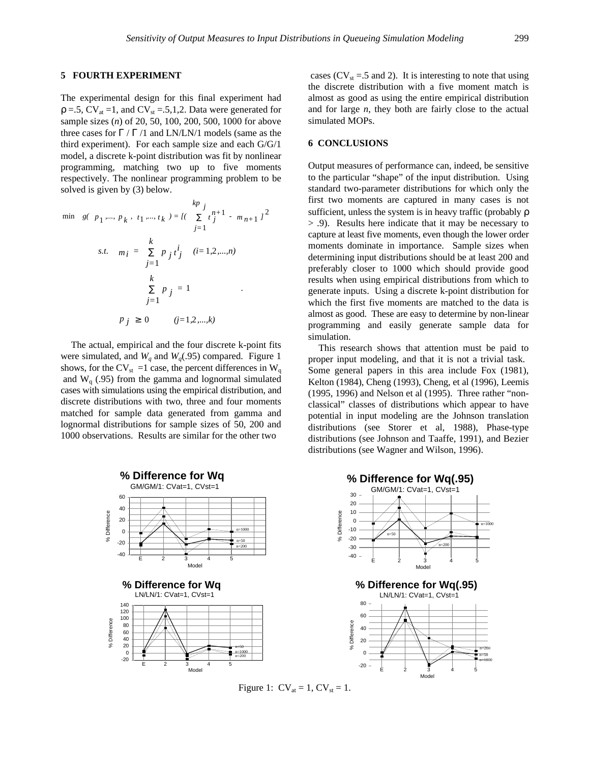## 5 FOURTH EXPERIMENT

The experimental design for this final experiment had $\rho = .5$, $CV_{at} = 1$, and $CV_{st} = .5,1,2$. Data were generated for sample sizes ($n$) of 20, 50, 100, 200, 500, 1000 for above three cases for $\Gamma / \Gamma /1$ and LN/LN/1 models (same as the third experiment). For each sample size and each G/G/1 model, a discrete k-point distribution was fit by nonlinear programming, matching two up to five moments respectively. The nonlinear programming problem to be solved is given by (3) below.

$$\min \quad g(p_1, ..., p_k, t_1, ..., t_k) = [(\sum_{j=1}^{k} p_j t_j^{n+1} - m_{n+1}]^2$$

$$s.t. \quad m_i = \sum_{j=1}^{k} p_j t_j^i \quad (i = 1,2,...,n)$$

$$\sum_{j=1}^{k} p_j = 1$$

$$p_j \geq 0 \quad (j = 1,2,...,k)$$

The actual, empirical and the four discrete k-point fits were simulated, and $W_q$ and $W_q(.95)$ compared. Figure 1 shows, for the $CV_{st} = 1$ case, the percent differences in $W_q$ and $W_q(.95)$ from the gamma and lognormal simulated cases with simulations using the empirical distribution, and discrete distributions with two, three and four moments matched for sample data generated from gamma and lognormal distributions for sample sizes of 50, 200 and 1000 observations. Results are similar for the other two cases ($CV_{st} = .5$ and 2). It is interesting to note that using the discrete distribution with a five moment match is almost as good as using the entire empirical distribution and for large $n$, they both are fairly close to the actual simulated MOPs.

## 6 CONCLUSIONS

Output measures of performance can, indeed, be sensitive to the particular "shape" of the input distribution. Using standard two-parameter distributions for which only the first two moments are captured in many cases is not sufficient, unless the system is in heavy traffic (probably $\rho > .9$). Results here indicate that it may be necessary to capture at least five moments, even though the lower order moments dominate in importance. Sample sizes when determining input distributions should be at least 200 and preferably closer to 1000 which should provide good results when using empirical distributions from which to generate inputs. Using a discrete k-point distribution for which the first five moments are matched to the data is almost as good. These are easy to determine by non-linear programming and easily generate sample data for simulation.

This research shows that attention must be paid to proper input modeling, and that it is not a trivial task. Some general papers in this area include Fox (1981), Kelton (1984), Cheng (1993), Cheng, et al (1996), Leemis (1995, 1996) and Nelson et al (1995). Three rather "non-classical" classes of distributions which appear to have potential in input modeling are the Johnson translation distributions (see Storer et al, 1988), Phase-type distributions (see Johnson and Taaffe, 1991), and Bezier distributions (see Wagner and Wilson, 1996).

Figure 1: $CV_{at} = 1$, $CV_{st} = 1$.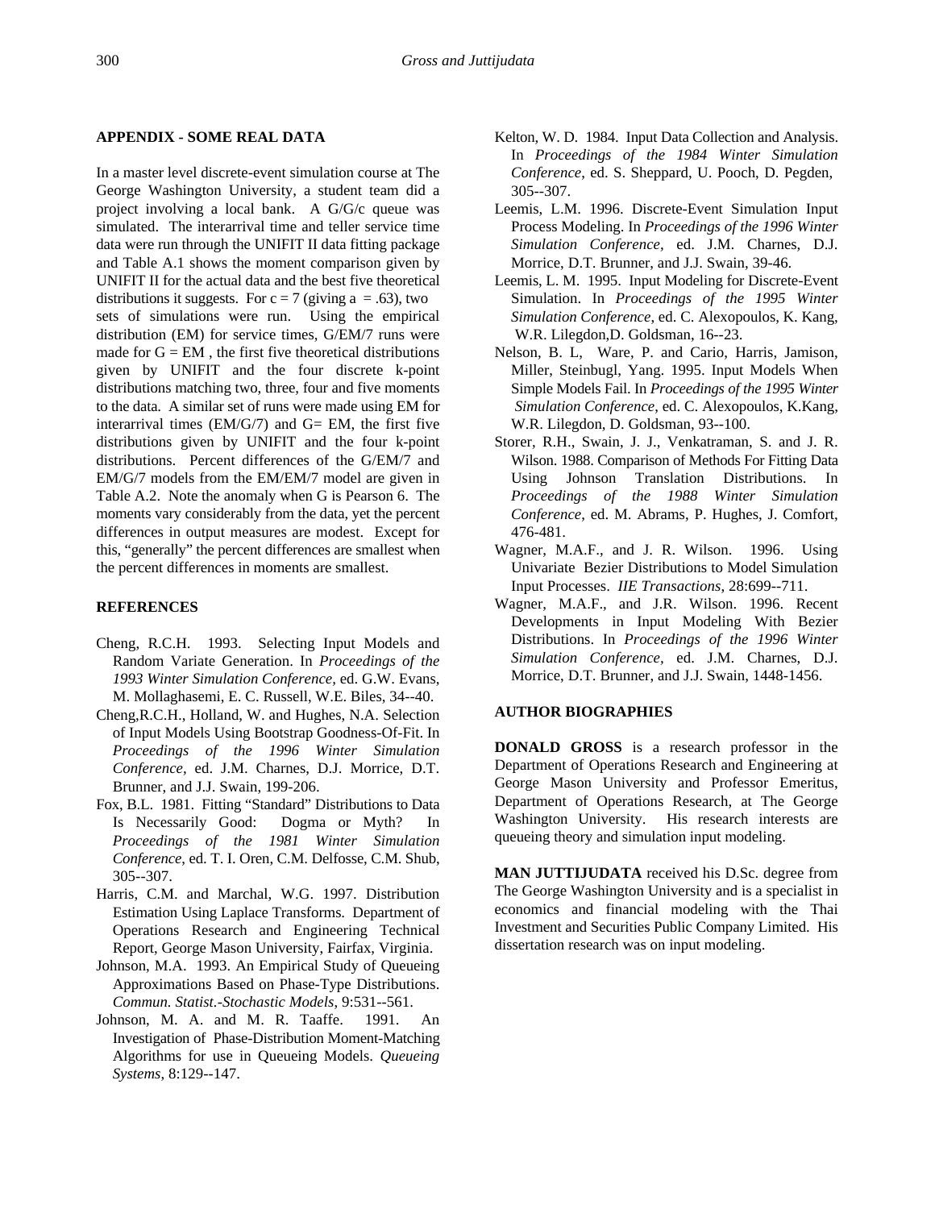## APPENDIX - SOME REAL DATA

In a master level discrete-event simulation course at The George Washington University, a student team did a project involving a local bank. A G/G/c queue was simulated. The interarrival time and teller service time data were run through the UNIFIT II data fitting package and Table A.1 shows the moment comparison given by UNIFIT II for the actual data and the best five theoretical distributions it suggests. For $c = 7$ (giving $a = .63$), two sets of simulations were run. Using the empirical distribution (EM) for service times, G/EM/7 runs were made for G = EM , the first five theoretical distributions given by UNIFIT and the four discrete k-point distributions matching two, three, four and five moments to the data. A similar set of runs were made using EM for interarrival times (EM/G/7) and G= EM, the first five distributions given by UNIFIT and the four k-point distributions. Percent differences of the G/EM/7 and EM/G/7 models from the EM/EM/7 model are given in Table A.2. Note the anomaly when G is Pearson 6. The moments vary considerably from the data, yet the percent differences in output measures are modest. Except for this, "generally" the percent differences are smallest when the percent differences in moments are smallest.

## REFERENCES

Cheng, R.C.H. 1993. Selecting Input Models and Random Variate Generation. In *Proceedings of the 1993 Winter Simulation Conference*, ed. G.W. Evans, M. Mollaghasemi, E. C. Russell, W.E. Biles, 34--40.

Cheng,R.C.H., Holland, W. and Hughes, N.A. Selection of Input Models Using Bootstrap Goodness-Of-Fit. In *Proceedings of the 1996 Winter Simulation Conference*, ed. J.M. Charnes, D.J. Morrice, D.T. Brunner, and J.J. Swain, 199-206.

Fox, B.L. 1981. Fitting "Standard" Distributions to Data Is Necessarily Good: Dogma or Myth? In *Proceedings of the 1981 Winter Simulation Conference*, ed. T. I. Oren, C.M. Delfosse, C.M. Shub, 305--307.

Harris, C.M. and Marchal, W.G. 1997. Distribution Estimation Using Laplace Transforms. Department of Operations Research and Engineering Technical Report, George Mason University, Fairfax, Virginia.

Johnson, M.A. 1993. An Empirical Study of Queueing Approximations Based on Phase-Type Distributions. *Commun. Statist.-Stochastic Models*, 9:531--561.

Johnson, M. A. and M. R. Taaffe. 1991. An Investigation of Phase-Distribution Moment-Matching Algorithms for use in Queueing Models. *Queueing Systems*, 8:129--147.

Kelton, W. D. 1984. Input Data Collection and Analysis. In *Proceedings of the 1984 Winter Simulation Conference*, ed. S. Sheppard, U. Pooch, D. Pegden, 305--307.

Leemis, L.M. 1996. Discrete-Event Simulation Input Process Modeling. In *Proceedings of the 1996 Winter Simulation Conference*, ed. J.M. Charnes, D.J. Morrice, D.T. Brunner, and J.J. Swain, 39-46.

Leemis, L. M. 1995. Input Modeling for Discrete-Event Simulation. In *Proceedings of the 1995 Winter Simulation Conference*, ed. C. Alexopoulos, K. Kang, W.R. Lilegdon,D. Goldsman, 16--23.

Nelson, B. L, Ware, P. and Cario, Harris, Jamison, Miller, Steinbugl, Yang. 1995. Input Models When Simple Models Fail. In *Proceedings of the 1995 Winter Simulation Conference*, ed. C. Alexopoulos, K.Kang, W.R. Lilegdon, D. Goldsman, 93--100.

Storer, R.H., Swain, J. J., Venkatraman, S. and J. R. Wilson. 1988. Comparison of Methods For Fitting Data Using Johnson Translation Distributions. In *Proceedings of the 1988 Winter Simulation Conference*, ed. M. Abrams, P. Hughes, J. Comfort, 476-481.

Wagner, M.A.F., and J. R. Wilson. 1996. Using Univariate Bezier Distributions to Model Simulation Input Processes. *IIE Transactions*, 28:699--711.

Wagner, M.A.F., and J.R. Wilson. 1996. Recent Developments in Input Modeling With Bezier Distributions. In *Proceedings of the 1996 Winter Simulation Conference*, ed. J.M. Charnes, D.J. Morrice, D.T. Brunner, and J.J. Swain, 1448-1456.

## AUTHOR BIOGRAPHIES

**DONALD GROSS** is a research professor in the Department of Operations Research and Engineering at George Mason University and Professor Emeritus, Department of Operations Research, at The George Washington University. His research interests are queueing theory and simulation input modeling.

**MAN JUTTIJUDATA** received his D.Sc. degree from The George Washington University and is a specialist in economics and financial modeling with the Thai Investment and Securities Public Company Limited. His dissertation research was on input modeling.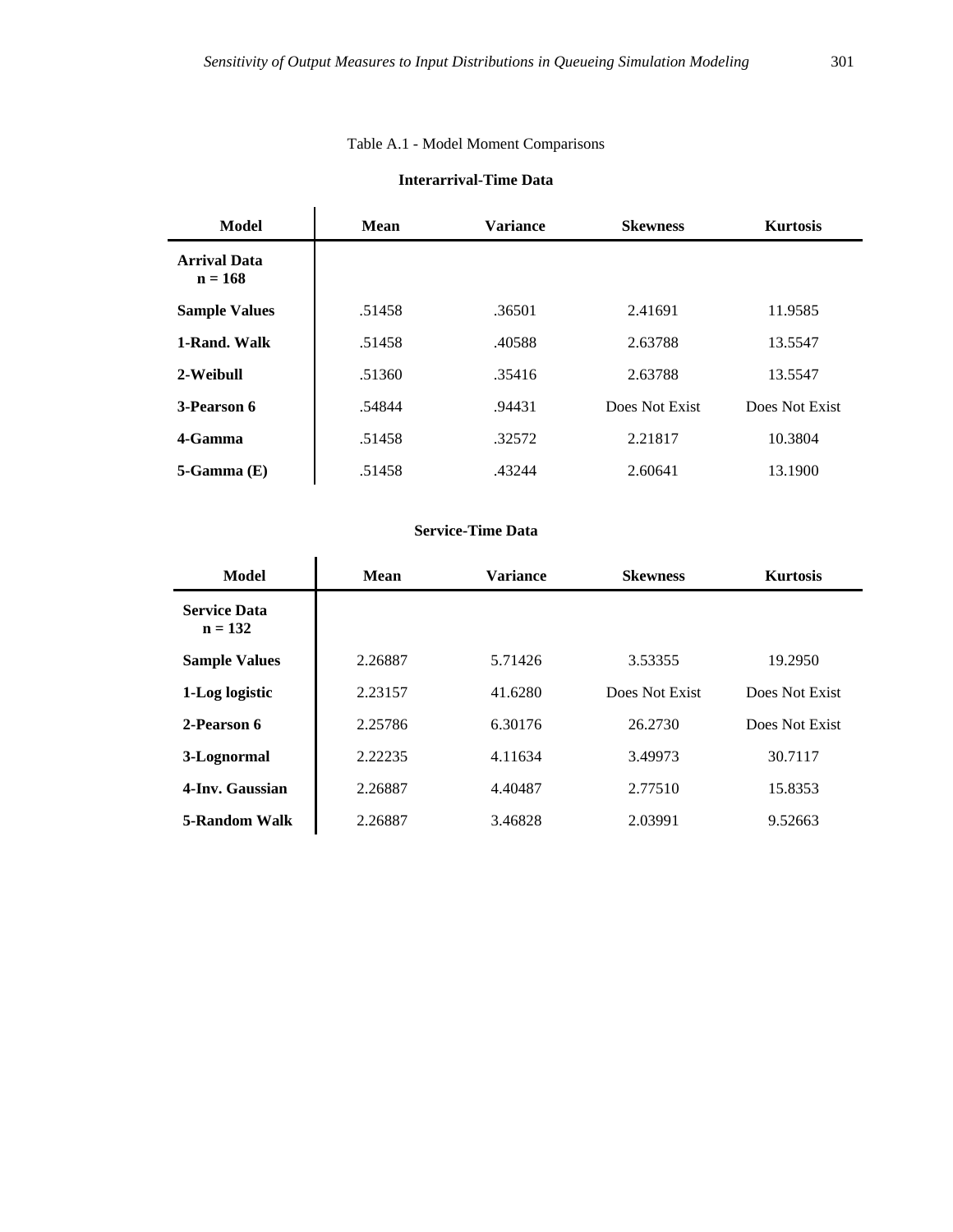Table A.1 - Model Moment Comparisons

**Interarrival-Time Data**

| Model | Mean | Variance | Skewness | Kurtosis |
|---|---|---|---|---|
| **Arrival Data n = 168** | | | | |
| **Sample Values** | .51458 | .36501 | 2.41691 | 11.9585 |
| **1-Rand. Walk** | .51458 | .40588 | 2.63788 | 13.5547 |
| **2-Weibull** | .51360 | .35416 | 2.63788 | 13.5547 |
| **3-Pearson 6** | .54844 | .94431 | Does Not Exist | Does Not Exist |
| **4-Gamma** | .51458 | .32572 | 2.21817 | 10.3804 |
| **5-Gamma (E)** | .51458 | .43244 | 2.60641 | 13.1900 |

**Service-Time Data**

| Model | Mean | Variance | Skewness | Kurtosis |
|---|---|---|---|---|
| **Service Data n = 132** | | | | |
| **Sample Values** | 2.26887 | 5.71426 | 3.53355 | 19.2950 |
| **1-Log logistic** | 2.23157 | 41.6280 | Does Not Exist | Does Not Exist |
| **2-Pearson 6** | 2.25786 | 6.30176 | 26.2730 | Does Not Exist |
| **3-Lognormal** | 2.22235 | 4.11634 | 3.49973 | 30.7117 |
| **4-Inv. Gaussian** | 2.26887 | 4.40487 | 2.77510 | 15.8353 |
| **5-Random Walk** | 2.26887 | 3.46828 | 2.03991 | 9.52663 |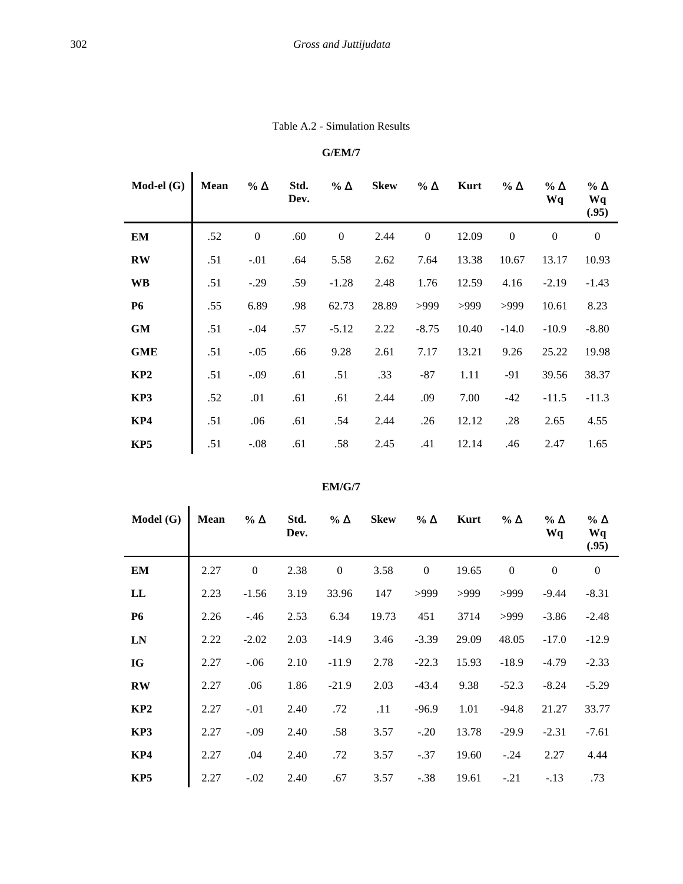Table A.2 - Simulation Results

**G/EM/7**

| Mod-el (G) | Mean | % Δ | Std. Dev. | % Δ | Skew | % Δ | Kurt | % Δ | % Δ Wq | % Δ Wq (.95) |
|---|---|---|---|---|---|---|---|---|---|---|
| **EM** | .52 | 0 | .60 | 0 | 2.44 | 0 | 12.09 | 0 | 0 | 0 |
| **RW** | .51 | -.01 | .64 | 5.58 | 2.62 | 7.64 | 13.38 | 10.67 | 13.17 | 10.93 |
| **WB** | .51 | -.29 | .59 | -1.28 | 2.48 | 1.76 | 12.59 | 4.16 | -2.19 | -1.43 |
| **P6** | .55 | 6.89 | .98 | 62.73 | 28.89 | >999 | >999 | >999 | 10.61 | 8.23 |
| **GM** | .51 | -.04 | .57 | -5.12 | 2.22 | -8.75 | 10.40 | -14.0 | -10.9 | -8.80 |
| **GME** | .51 | -.05 | .66 | 9.28 | 2.61 | 7.17 | 13.21 | 9.26 | 25.22 | 19.98 |
| **KP2** | .51 | -.09 | .61 | .51 | .33 | -87 | 1.11 | -91 | 39.56 | 38.37 |
| **KP3** | .52 | .01 | .61 | .61 | 2.44 | .09 | 7.00 | -42 | -11.5 | -11.3 |
| **KP4** | .51 | .06 | .61 | .54 | 2.44 | .26 | 12.12 | .28 | 2.65 | 4.55 |
| **KP5** | .51 | -.08 | .61 | .58 | 2.45 | .41 | 12.14 | .46 | 2.47 | 1.65 |

**EM/G/7**

| Model (G) | Mean | % Δ | Std. Dev. | % Δ | Skew | % Δ | Kurt | % Δ | % Δ Wq | % Δ Wq (.95) |
|---|---|---|---|---|---|---|---|---|---|---|
| **EM** | 2.27 | 0 | 2.38 | 0 | 3.58 | 0 | 19.65 | 0 | 0 | 0 |
| **LL** | 2.23 | -1.56 | 3.19 | 33.96 | 147 | >999 | >999 | >999 | -9.44 | -8.31 |
| **P6** | 2.26 | -.46 | 2.53 | 6.34 | 19.73 | 451 | 3714 | >999 | -3.86 | -2.48 |
| **LN** | 2.22 | -2.02 | 2.03 | -14.9 | 3.46 | -3.39 | 29.09 | 48.05 | -17.0 | -12.9 |
| **IG** | 2.27 | -.06 | 2.10 | -11.9 | 2.78 | -22.3 | 15.93 | -18.9 | -4.79 | -2.33 |
| **RW** | 2.27 | .06 | 1.86 | -21.9 | 2.03 | -43.4 | 9.38 | -52.3 | -8.24 | -5.29 |
| **KP2** | 2.27 | -.01 | 2.40 | .72 | .11 | -96.9 | 1.01 | -94.8 | 21.27 | 33.77 |
| **KP3** | 2.27 | -.09 | 2.40 | .58 | 3.57 | -.20 | 13.78 | -29.9 | -2.31 | -7.61 |
| **KP4** | 2.27 | .04 | 2.40 | .72 | 3.57 | -.37 | 19.60 | -.24 | 2.27 | 4.44 |
| **KP5** | 2.27 | -.02 | 2.40 | .67 | 3.57 | -.38 | 19.61 | -.21 | -.13 | .73 |